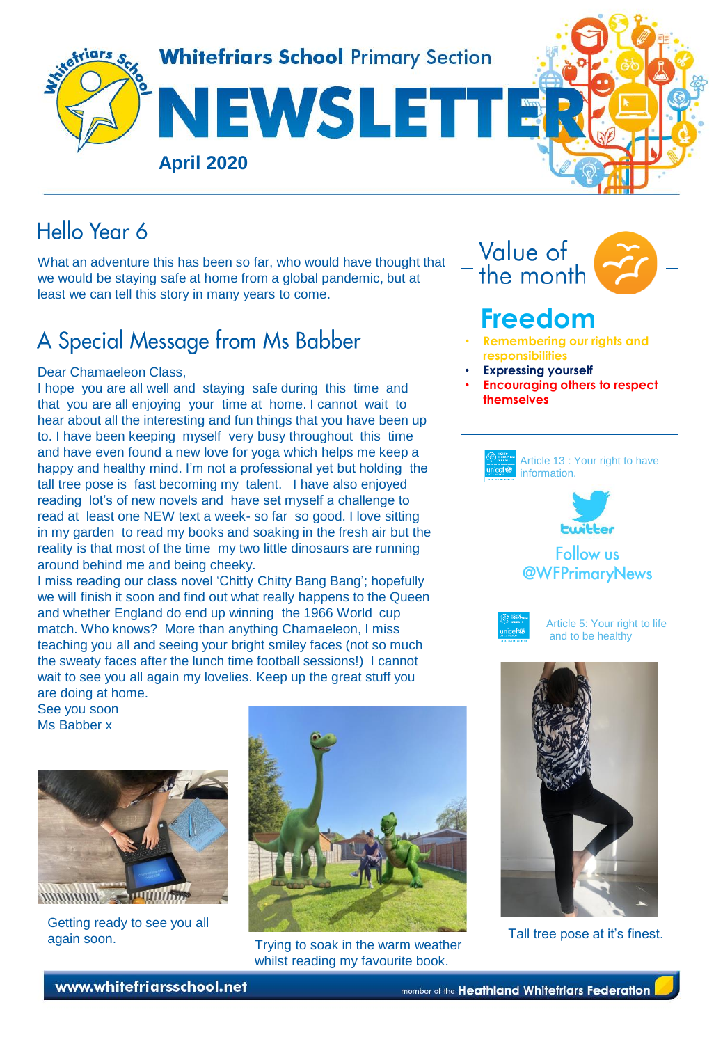Whitefriars School Primary Section

# NEWSLETTER

**April 2020**

## Hello Year 6

What an adventure this has been so far, who would have thought that we would be staying safe at home from a global pandemic, but at least we can tell this story in many years to come.

## A Special Message from Ms Babber

Dear Chamaeleon Class,

I hope you are all well and staying safe during this time and that you are all enjoying your time at home. I cannot wait to hear about all the interesting and fun things that you have been up to. I have been keeping myself very busy throughout this time and have even found a new love for yoga which helps me keep a happy and healthy mind. I'm not a professional yet but holding the tall tree pose is fast becoming my talent. I have also enjoyed reading lot's of new novels and have set myself a challenge to read at least one NEW text a week- so far so good. I love sitting in my garden to read my books and soaking in the fresh air but the reality is that most of the time my two little dinosaurs are running around behind me and being cheeky.

I miss reading our class novel 'Chitty Chitty Bang Bang'; hopefully we will finish it soon and find out what really happens to the Queen and whether England do end up winning the 1966 World cup match. Who knows? More than anything Chamaeleon, I miss teaching you all and seeing your bright smiley faces (not so much the sweaty faces after the lunch time football sessions!) I cannot wait to see you all again my lovelies. Keep up the great stuff you are doing at home.

See you soon

Ms Babber x

Getting ready to see you all again soon.

Trying to soak in the warm weather whilst reading my favourite book.

## Value of the month

### Freedom

- Remembering our rights and responsibilities
- Expressing yourself
- Encouraging others to respect themselves

Article 13 : Your right to have information.

twitter

Follow us @WFPrimaryNews

Article 5: Your right to life and to be healthy

Tall tree pose at it's finest.

www.whitefriarsschool.net

member of the Heathland Whitefriars Federation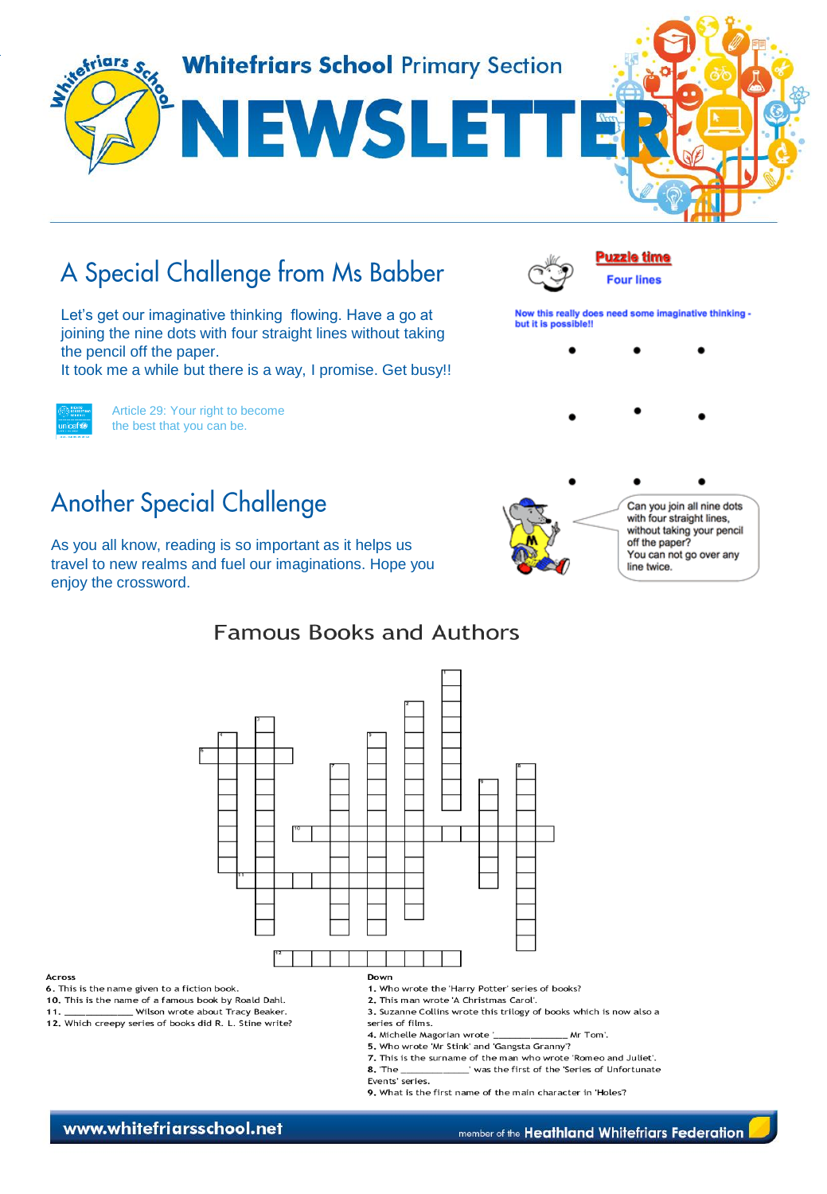# Whitefriars School Primary Section NEWSLETTER

## A Special Challenge from Ms Babber

Let's get our imaginative thinking flowing. Have a go at joining the nine dots with four straight lines without taking the pencil off the paper.
It took me a while but there is a way, I promise. Get busy!!

Article 29: Your right to become the best that you can be.

**Puzzle time**

**Four lines**

**Now this really does need some imaginative thinking - but it is possible!!**

•  •  •

•  •  •

•  •  •

Can you join all nine dots with four straight lines, without taking your pencil off the paper?
You can not go over any line twice.

## Another Special Challenge

As you all know, reading is so important as it helps us travel to new realms and fuel our imaginations. Hope you enjoy the crossword.

### Famous Books and Authors

**Across**

6. This is the name given to a fiction book.
10. This is the name of a famous book by Roald Dahl.
11. ____________ Wilson wrote about Tracy Beaker.
12. Which creepy series of books did R. L. Stine write?

**Down**

1. Who wrote the 'Harry Potter' series of books?
2. This man wrote 'A Christmas Carol'.
3. Suzanne Collins wrote this trilogy of books which is now also a series of films.
4. Michelle Magorian wrote '_______________ Mr Tom'.
5. Who wrote 'Mr Stink' and 'Gangsta Granny'?
7. This is the surname of the man who wrote 'Romeo and Juliet'.
8. 'The _____________' was the first of the 'Series of Unfortunate Events' series.
9. What is the first name of the main character in 'Holes'?

www.whitefriarsschool.net    member of the Heathland Whitefriars Federation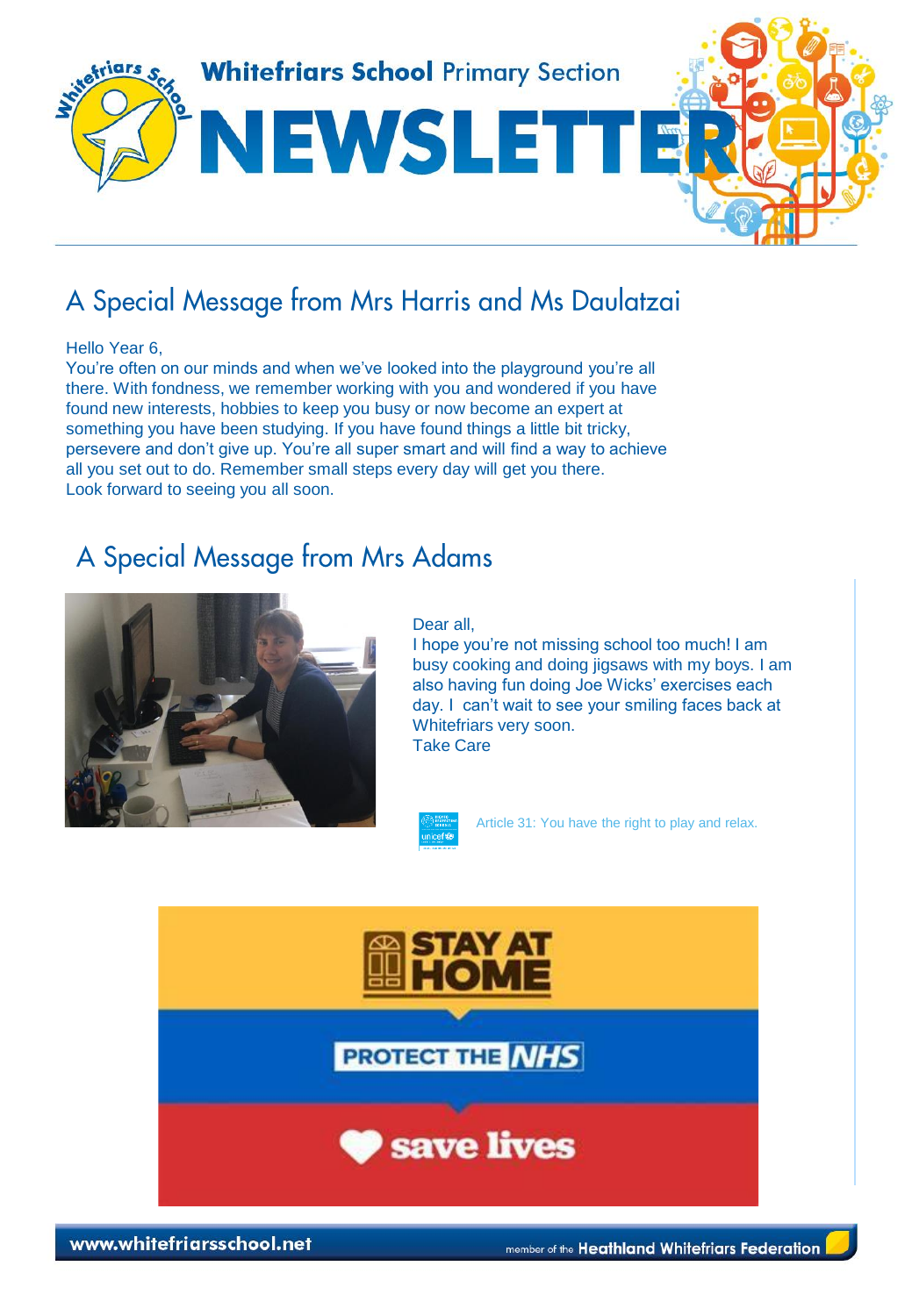# Whitefriars School Primary Section NEWSLETTER

## A Special Message from Mrs Harris and Ms Daulatzai

Hello Year 6,
You're often on our minds and when we've looked into the playground you're all there. With fondness, we remember working with you and wondered if you have found new interests, hobbies to keep you busy or now become an expert at something you have been studying. If you have found things a little bit tricky, persevere and don't give up. You're all super smart and will find a way to achieve all you set out to do. Remember small steps every day will get you there.
Look forward to seeing you all soon.

## A Special Message from Mrs Adams

Dear all,
I hope you're not missing school too much! I am busy cooking and doing jigsaws with my boys. I am also having fun doing Joe Wicks' exercises each day. I can't wait to see your smiling faces back at Whitefriars very soon.
Take Care

Article 31: You have the right to play and relax.

STAY AT HOME

PROTECT THE NHS

save lives

www.whitefriarsschool.net

member of the Heathland Whitefriars Federation